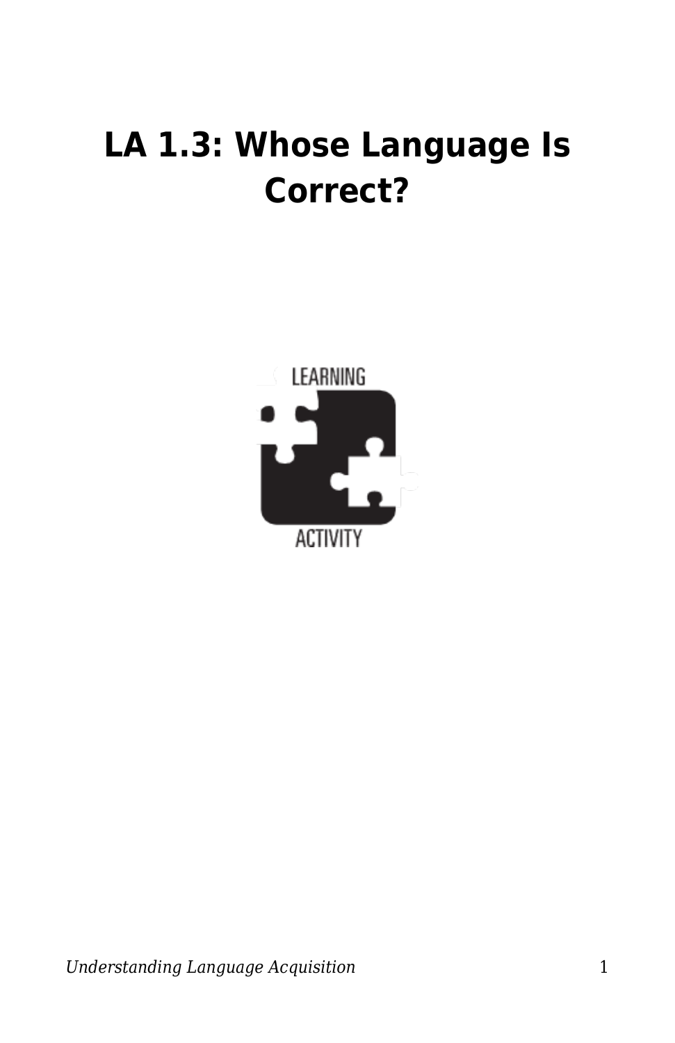# LA 1.3: Whose Language Is Correct?

LEARNING

ACTIVITY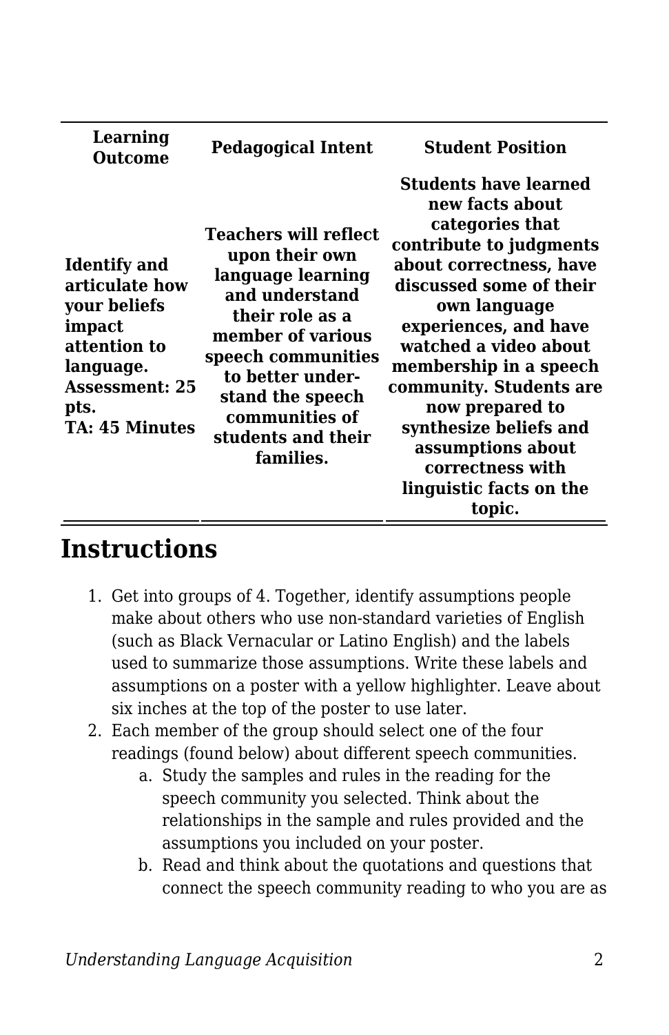| Learning Outcome | Pedagogical Intent | Student Position |
| --- | --- | --- |
| **Identify and articulate how your beliefs impact attention to language. Assessment: 25 pts. TA: 45 Minutes** | **Teachers will reflect upon their own language learning and understand their role as a member of various speech communities to better under-stand the speech communities of students and their families.** | **Students have learned new facts about categories that contribute to judgments about correctness, have discussed some of their own language experiences, and have watched a video about membership in a speech community. Students are now prepared to synthesize beliefs and assumptions about correctness with linguistic facts on the topic.** |

## Instructions

1. Get into groups of 4. Together, identify assumptions people make about others who use non-standard varieties of English (such as Black Vernacular or Latino English) and the labels used to summarize those assumptions. Write these labels and assumptions on a poster with a yellow highlighter. Leave about six inches at the top of the poster to use later.
2. Each member of the group should select one of the four readings (found below) about different speech communities.
    a. Study the samples and rules in the reading for the speech community you selected. Think about the relationships in the sample and rules provided and the assumptions you included on your poster.
    b. Read and think about the quotations and questions that connect the speech community reading to who you are as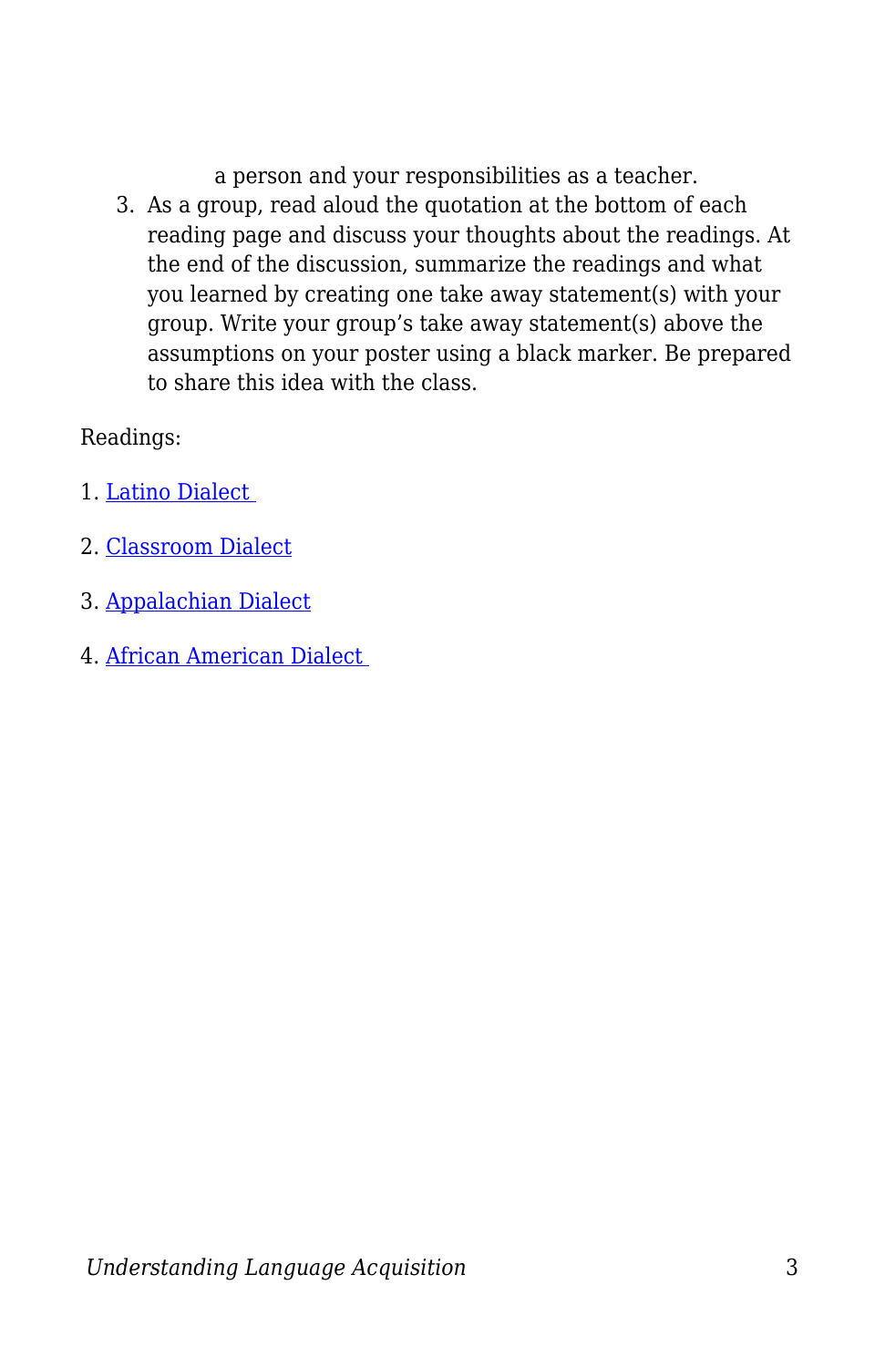a person and your responsibilities as a teacher.

3. As a group, read aloud the quotation at the bottom of each reading page and discuss your thoughts about the readings. At the end of the discussion, summarize the readings and what you learned by creating one take away statement(s) with your group. Write your group's take away statement(s) above the assumptions on your poster using a black marker. Be prepared to share this idea with the class.

Readings:

1. Latino Dialect

2. Classroom Dialect

3. Appalachian Dialect

4. African American Dialect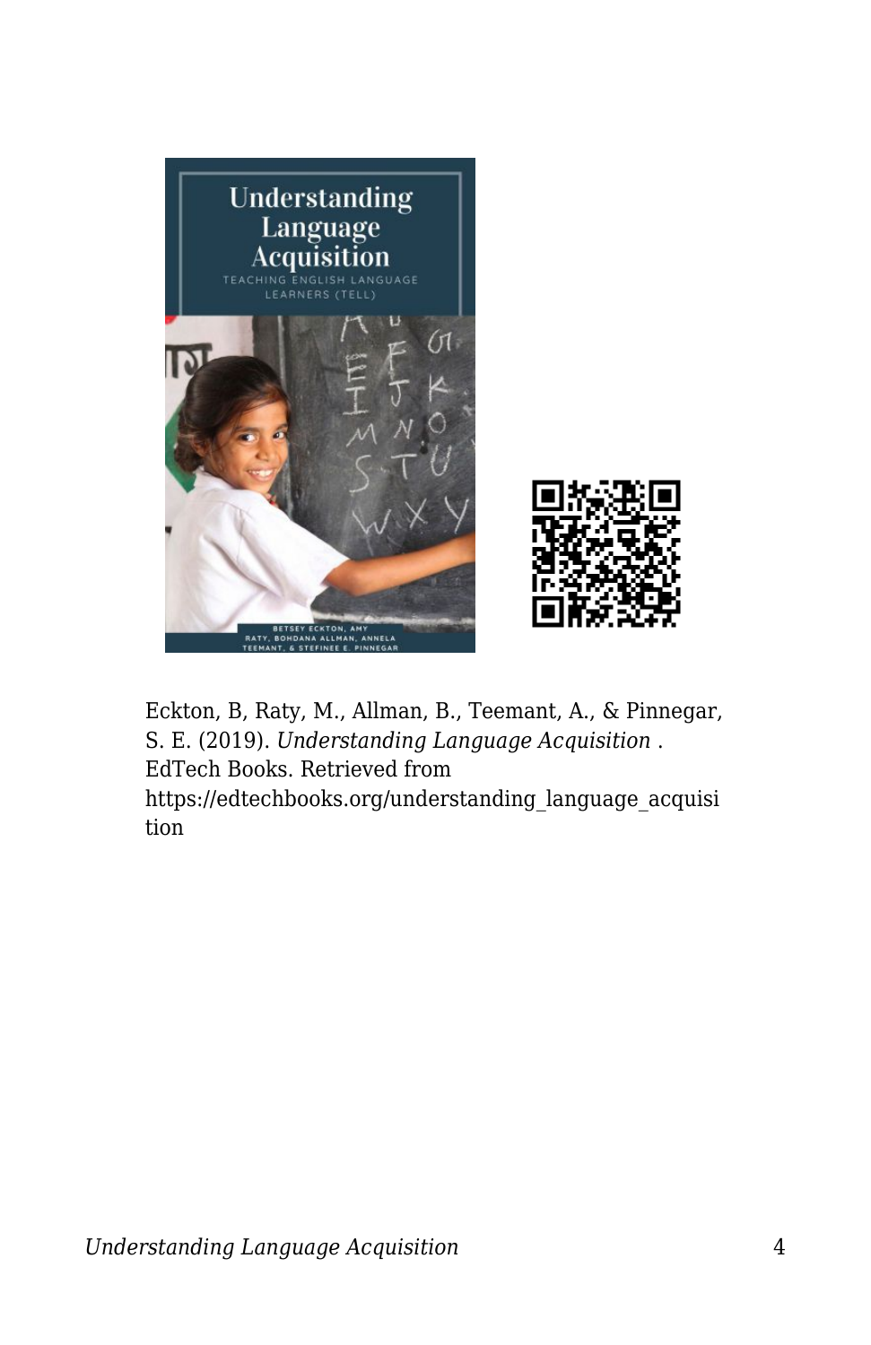Eckton, B, Raty, M., Allman, B., Teemant, A., & Pinnegar, S. E. (2019). *Understanding Language Acquisition* . EdTech Books. Retrieved from https://edtechbooks.org/understanding_language_acquisition